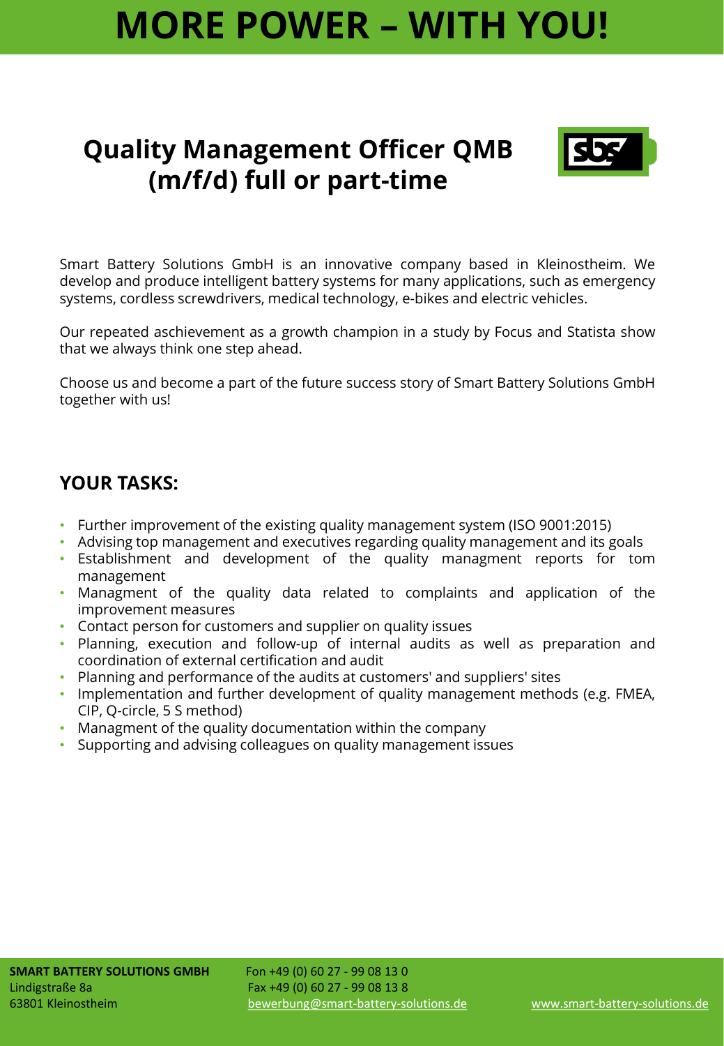# MORE POWER – WITH YOU!

## Quality Management Officer QMB (m/f/d) full or part-time

Smart Battery Solutions GmbH is an innovative company based in Kleinostheim. We develop and produce intelligent battery systems for many applications, such as emergency systems, cordless screwdrivers, medical technology, e-bikes and electric vehicles.

Our repeated aschievement as a growth champion in a study by Focus and Statista show that we always think one step ahead.

Choose us and become a part of the future success story of Smart Battery Solutions GmbH together with us!

### YOUR TASKS:

- Further improvement of the existing quality management system (ISO 9001:2015)
- Advising top management and executives regarding quality management and its goals
- Establishment and development of the quality managment reports for tom management
- Managment of the quality data related to complaints and application of the improvement measures
- Contact person for customers and supplier on quality issues
- Planning, execution and follow-up of internal audits as well as preparation and coordination of external certification and audit
- Planning and performance of the audits at customers' and suppliers' sites
- Implementation and further development of quality management methods (e.g. FMEA, CIP, Q-circle, 5 S method)
- Managment of the quality documentation within the company
- Supporting and advising colleagues on quality management issues

**SMART BATTERY SOLUTIONS GMBH**
Lindigstraße 8a
63801 Kleinostheim

Fon +49 (0) 60 27 - 99 08 13 0
Fax +49 (0) 60 27 - 99 08 13 8
bewerbung@smart-battery-solutions.de

www.smart-battery-solutions.de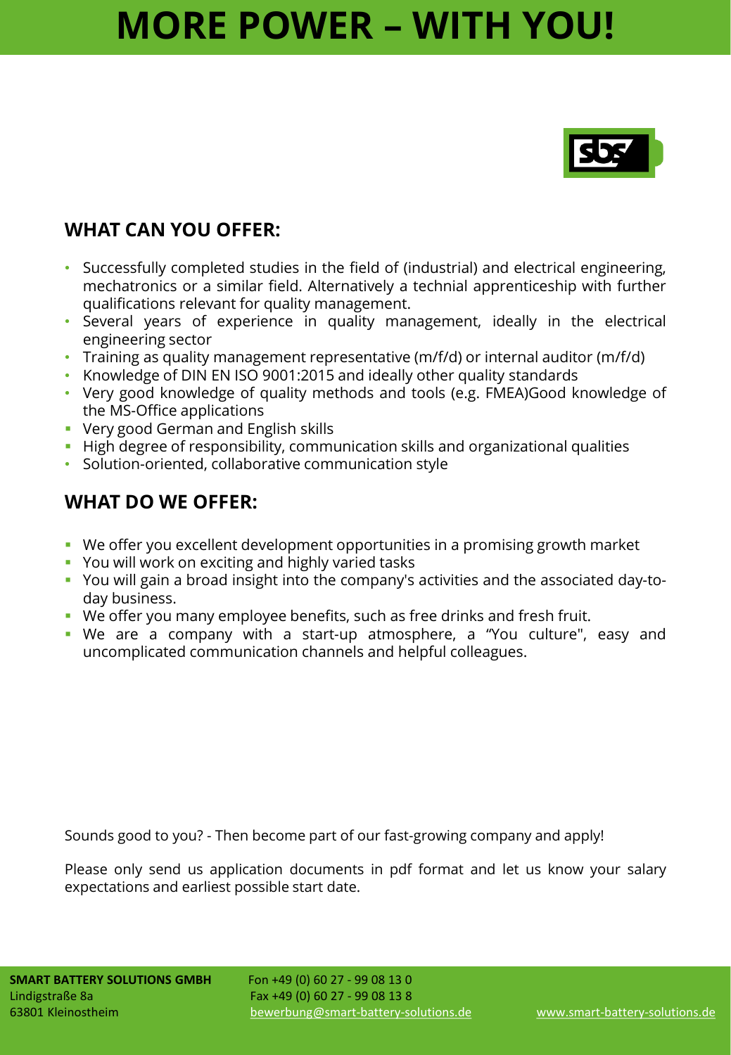# MORE POWER – WITH YOU!

## WHAT CAN YOU OFFER:

- Successfully completed studies in the field of (industrial) and electrical engineering, mechatronics or a similar field. Alternatively a technial apprenticeship with further qualifications relevant for quality management.
- Several years of experience in quality management, ideally in the electrical engineering sector
- Training as quality management representative (m/f/d) or internal auditor (m/f/d)
- Knowledge of DIN EN ISO 9001:2015 and ideally other quality standards
- Very good knowledge of quality methods and tools (e.g. FMEA)Good knowledge of the MS-Office applications
- Very good German and English skills
- High degree of responsibility, communication skills and organizational qualities
- Solution-oriented, collaborative communication style

## WHAT DO WE OFFER:

- We offer you excellent development opportunities in a promising growth market
- You will work on exciting and highly varied tasks
- You will gain a broad insight into the company's activities and the associated day-to-day business.
- We offer you many employee benefits, such as free drinks and fresh fruit.
- We are a company with a start-up atmosphere, a "You culture", easy and uncomplicated communication channels and helpful colleagues.

Sounds good to you? - Then become part of our fast-growing company and apply!

Please only send us application documents in pdf format and let us know your salary expectations and earliest possible start date.

**SMART BATTERY SOLUTIONS GMBH**
Lindigstraße 8a
63801 Kleinostheim

Fon +49 (0) 60 27 - 99 08 13 0
Fax +49 (0) 60 27 - 99 08 13 8
bewerbung@smart-battery-solutions.de

www.smart-battery-solutions.de